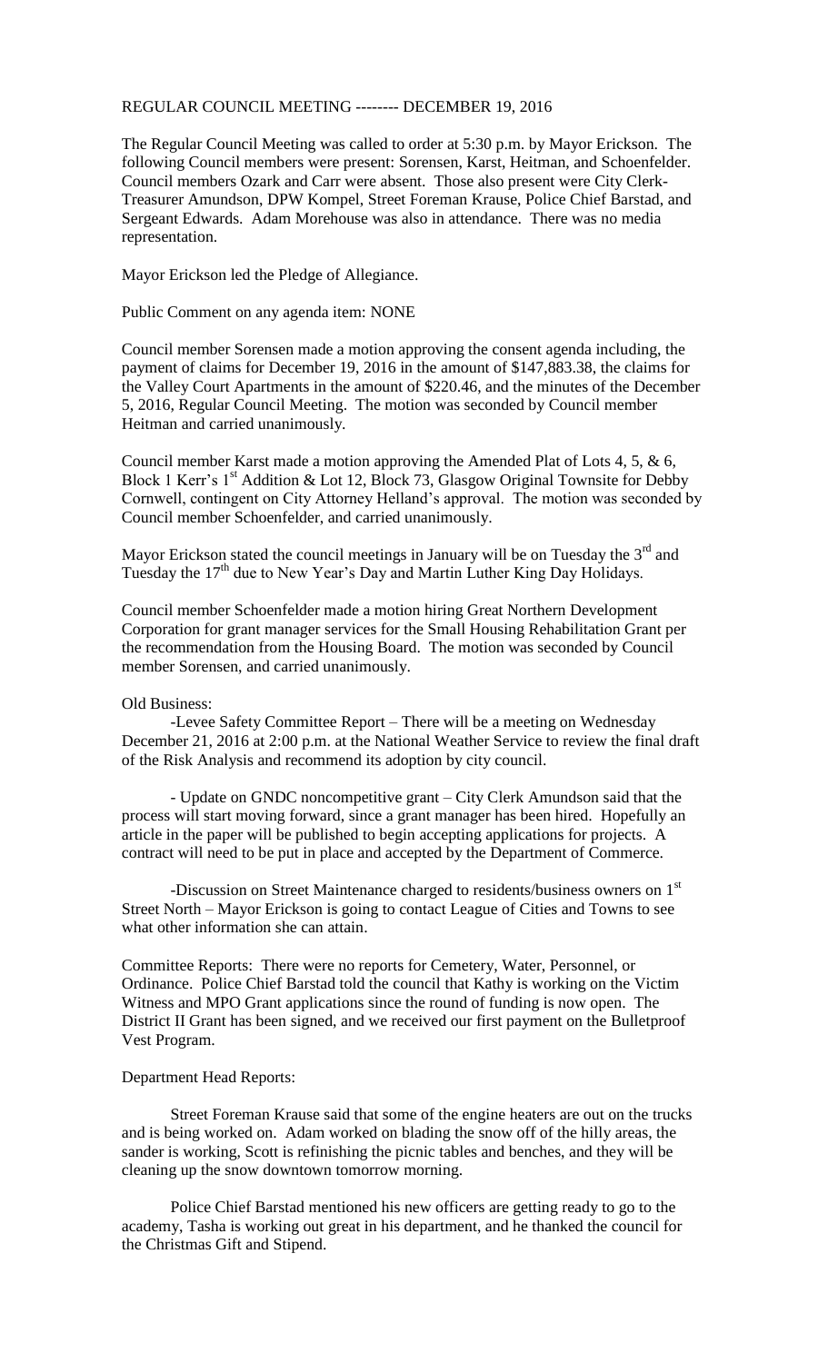REGULAR COUNCIL MEETING -------- DECEMBER 19, 2016

The Regular Council Meeting was called to order at 5:30 p.m. by Mayor Erickson. The following Council members were present: Sorensen, Karst, Heitman, and Schoenfelder. Council members Ozark and Carr were absent. Those also present were City Clerk-Treasurer Amundson, DPW Kompel, Street Foreman Krause, Police Chief Barstad, and Sergeant Edwards. Adam Morehouse was also in attendance. There was no media representation.

Mayor Erickson led the Pledge of Allegiance.

Public Comment on any agenda item: NONE

Council member Sorensen made a motion approving the consent agenda including, the payment of claims for December 19, 2016 in the amount of $147,883.38, the claims for the Valley Court Apartments in the amount of $220.46, and the minutes of the December 5, 2016, Regular Council Meeting. The motion was seconded by Council member Heitman and carried unanimously.

Council member Karst made a motion approving the Amended Plat of Lots 4, 5, & 6, Block 1 Kerr's 1st Addition & Lot 12, Block 73, Glasgow Original Townsite for Debby Cornwell, contingent on City Attorney Helland's approval. The motion was seconded by Council member Schoenfelder, and carried unanimously.

Mayor Erickson stated the council meetings in January will be on Tuesday the 3rd and Tuesday the 17th due to New Year's Day and Martin Luther King Day Holidays.

Council member Schoenfelder made a motion hiring Great Northern Development Corporation for grant manager services for the Small Housing Rehabilitation Grant per the recommendation from the Housing Board. The motion was seconded by Council member Sorensen, and carried unanimously.

Old Business:

-Levee Safety Committee Report – There will be a meeting on Wednesday December 21, 2016 at 2:00 p.m. at the National Weather Service to review the final draft of the Risk Analysis and recommend its adoption by city council.

- Update on GNDC noncompetitive grant – City Clerk Amundson said that the process will start moving forward, since a grant manager has been hired. Hopefully an article in the paper will be published to begin accepting applications for projects. A contract will need to be put in place and accepted by the Department of Commerce.

-Discussion on Street Maintenance charged to residents/business owners on 1st Street North – Mayor Erickson is going to contact League of Cities and Towns to see what other information she can attain.

Committee Reports: There were no reports for Cemetery, Water, Personnel, or Ordinance. Police Chief Barstad told the council that Kathy is working on the Victim Witness and MPO Grant applications since the round of funding is now open. The District II Grant has been signed, and we received our first payment on the Bulletproof Vest Program.

Department Head Reports:

Street Foreman Krause said that some of the engine heaters are out on the trucks and is being worked on. Adam worked on blading the snow off of the hilly areas, the sander is working, Scott is refinishing the picnic tables and benches, and they will be cleaning up the snow downtown tomorrow morning.

Police Chief Barstad mentioned his new officers are getting ready to go to the academy, Tasha is working out great in his department, and he thanked the council for the Christmas Gift and Stipend.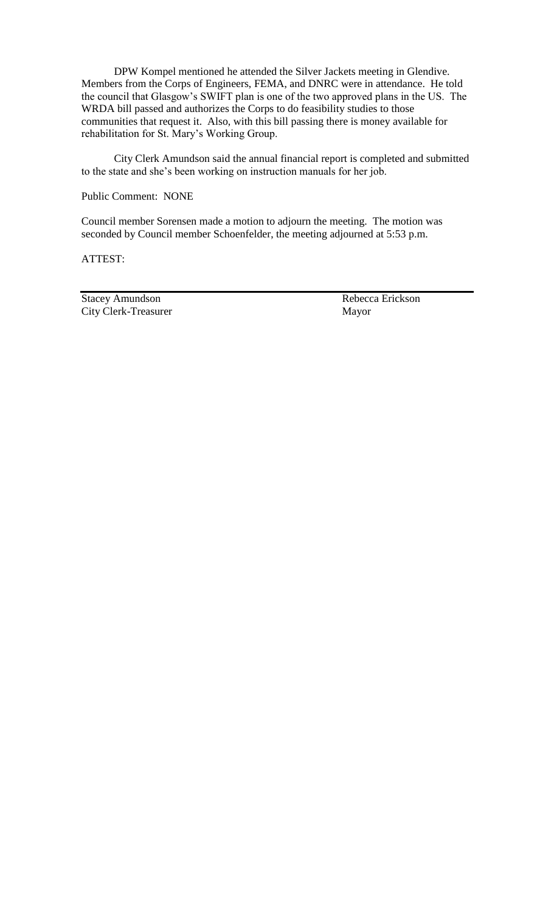DPW Kompel mentioned he attended the Silver Jackets meeting in Glendive. Members from the Corps of Engineers, FEMA, and DNRC were in attendance. He told the council that Glasgow's SWIFT plan is one of the two approved plans in the US. The WRDA bill passed and authorizes the Corps to do feasibility studies to those communities that request it. Also, with this bill passing there is money available for rehabilitation for St. Mary's Working Group.

City Clerk Amundson said the annual financial report is completed and submitted to the state and she's been working on instruction manuals for her job.

Public Comment: NONE

Council member Sorensen made a motion to adjourn the meeting. The motion was seconded by Council member Schoenfelder, the meeting adjourned at 5:53 p.m.

ATTEST:

| | |
|---|---|
| Stacey Amundson | Rebecca Erickson |
| City Clerk-Treasurer | Mayor |